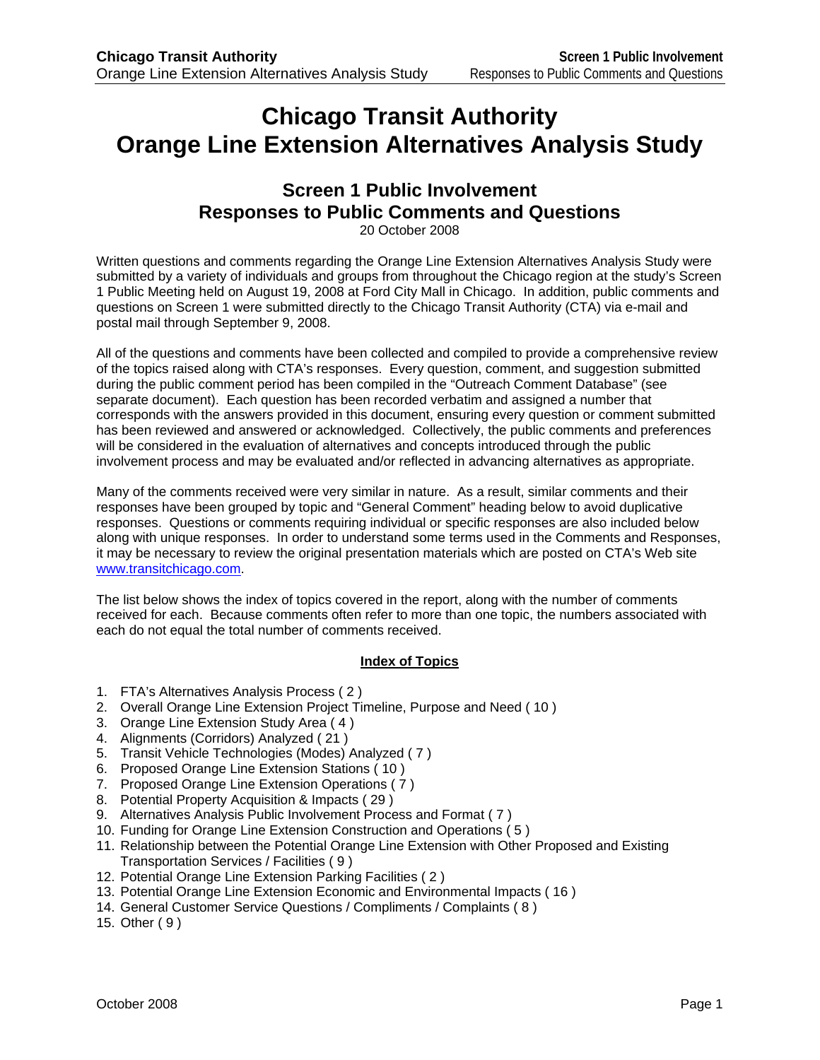# Chicago Transit Authority
# Orange Line Extension Alternatives Analysis Study

## Screen 1 Public Involvement
## Responses to Public Comments and Questions

20 October 2008

Written questions and comments regarding the Orange Line Extension Alternatives Analysis Study were submitted by a variety of individuals and groups from throughout the Chicago region at the study's Screen 1 Public Meeting held on August 19, 2008 at Ford City Mall in Chicago. In addition, public comments and questions on Screen 1 were submitted directly to the Chicago Transit Authority (CTA) via e-mail and postal mail through September 9, 2008.

All of the questions and comments have been collected and compiled to provide a comprehensive review of the topics raised along with CTA's responses. Every question, comment, and suggestion submitted during the public comment period has been compiled in the "Outreach Comment Database" (see separate document). Each question has been recorded verbatim and assigned a number that corresponds with the answers provided in this document, ensuring every question or comment submitted has been reviewed and answered or acknowledged. Collectively, the public comments and preferences will be considered in the evaluation of alternatives and concepts introduced through the public involvement process and may be evaluated and/or reflected in advancing alternatives as appropriate.

Many of the comments received were very similar in nature. As a result, similar comments and their responses have been grouped by topic and "General Comment" heading below to avoid duplicative responses. Questions or comments requiring individual or specific responses are also included below along with unique responses. In order to understand some terms used in the Comments and Responses, it may be necessary to review the original presentation materials which are posted on CTA's Web site www.transitchicago.com.

The list below shows the index of topics covered in the report, along with the number of comments received for each. Because comments often refer to more than one topic, the numbers associated with each do not equal the total number of comments received.

**Index of Topics**

1. FTA's Alternatives Analysis Process ( 2 )
2. Overall Orange Line Extension Project Timeline, Purpose and Need ( 10 )
3. Orange Line Extension Study Area ( 4 )
4. Alignments (Corridors) Analyzed ( 21 )
5. Transit Vehicle Technologies (Modes) Analyzed ( 7 )
6. Proposed Orange Line Extension Stations ( 10 )
7. Proposed Orange Line Extension Operations ( 7 )
8. Potential Property Acquisition & Impacts ( 29 )
9. Alternatives Analysis Public Involvement Process and Format ( 7 )
10. Funding for Orange Line Extension Construction and Operations ( 5 )
11. Relationship between the Potential Orange Line Extension with Other Proposed and Existing Transportation Services / Facilities ( 9 )
12. Potential Orange Line Extension Parking Facilities ( 2 )
13. Potential Orange Line Extension Economic and Environmental Impacts ( 16 )
14. General Customer Service Questions / Compliments / Complaints ( 8 )
15. Other ( 9 )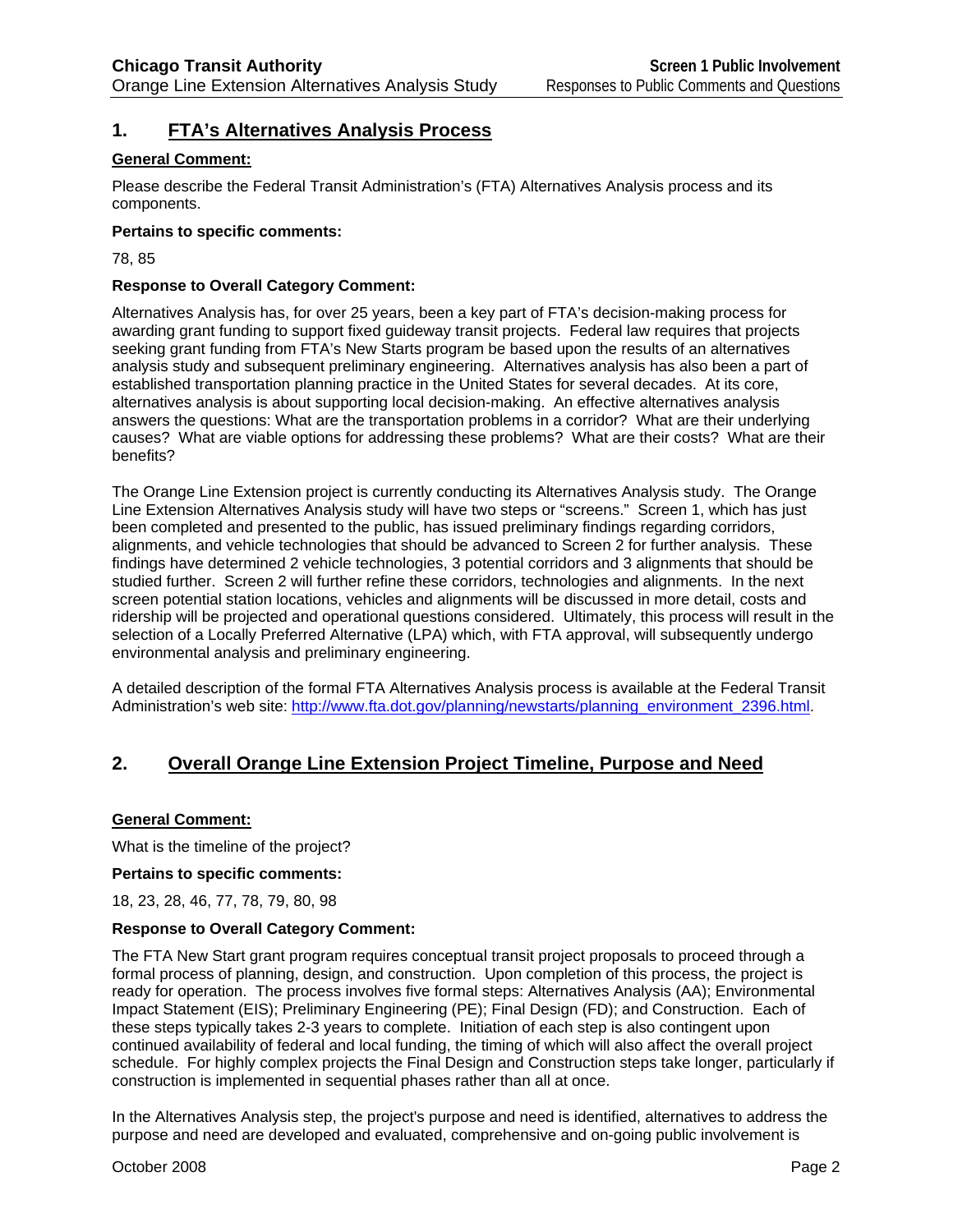## 1. FTA's Alternatives Analysis Process

**General Comment:**

Please describe the Federal Transit Administration's (FTA) Alternatives Analysis process and its components.

**Pertains to specific comments:**

78, 85

**Response to Overall Category Comment:**

Alternatives Analysis has, for over 25 years, been a key part of FTA's decision-making process for awarding grant funding to support fixed guideway transit projects. Federal law requires that projects seeking grant funding from FTA's New Starts program be based upon the results of an alternatives analysis study and subsequent preliminary engineering. Alternatives analysis has also been a part of established transportation planning practice in the United States for several decades. At its core, alternatives analysis is about supporting local decision-making. An effective alternatives analysis answers the questions: What are the transportation problems in a corridor? What are their underlying causes? What are viable options for addressing these problems? What are their costs? What are their benefits?

The Orange Line Extension project is currently conducting its Alternatives Analysis study. The Orange Line Extension Alternatives Analysis study will have two steps or "screens." Screen 1, which has just been completed and presented to the public, has issued preliminary findings regarding corridors, alignments, and vehicle technologies that should be advanced to Screen 2 for further analysis. These findings have determined 2 vehicle technologies, 3 potential corridors and 3 alignments that should be studied further. Screen 2 will further refine these corridors, technologies and alignments. In the next screen potential station locations, vehicles and alignments will be discussed in more detail, costs and ridership will be projected and operational questions considered. Ultimately, this process will result in the selection of a Locally Preferred Alternative (LPA) which, with FTA approval, will subsequently undergo environmental analysis and preliminary engineering.

A detailed description of the formal FTA Alternatives Analysis process is available at the Federal Transit Administration's web site: http://www.fta.dot.gov/planning/newstarts/planning_environment_2396.html.

## 2. Overall Orange Line Extension Project Timeline, Purpose and Need

**General Comment:**

What is the timeline of the project?

**Pertains to specific comments:**

18, 23, 28, 46, 77, 78, 79, 80, 98

**Response to Overall Category Comment:**

The FTA New Start grant program requires conceptual transit project proposals to proceed through a formal process of planning, design, and construction. Upon completion of this process, the project is ready for operation. The process involves five formal steps: Alternatives Analysis (AA); Environmental Impact Statement (EIS); Preliminary Engineering (PE); Final Design (FD); and Construction. Each of these steps typically takes 2-3 years to complete. Initiation of each step is also contingent upon continued availability of federal and local funding, the timing of which will also affect the overall project schedule. For highly complex projects the Final Design and Construction steps take longer, particularly if construction is implemented in sequential phases rather than all at once.

In the Alternatives Analysis step, the project's purpose and need is identified, alternatives to address the purpose and need are developed and evaluated, comprehensive and on-going public involvement is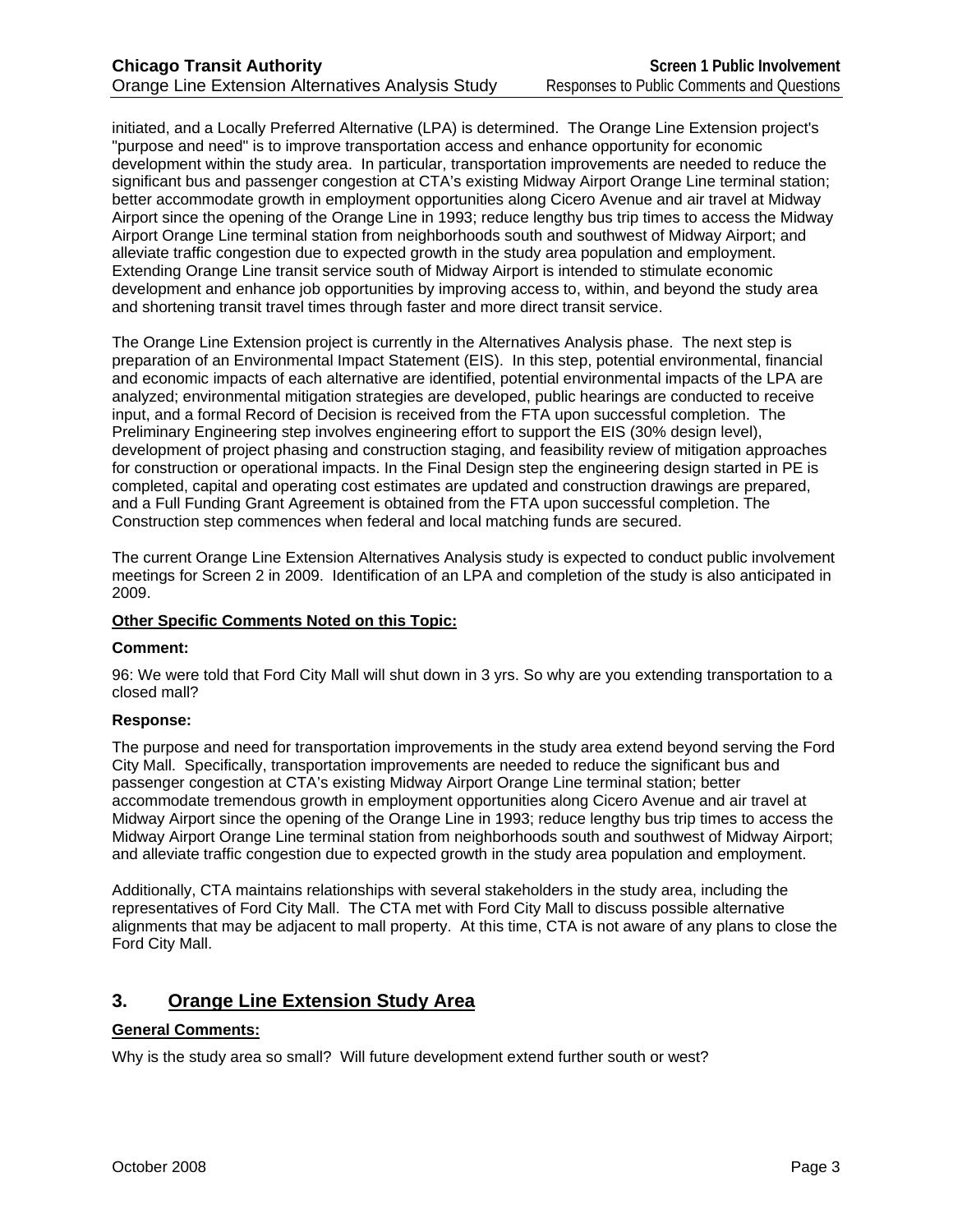initiated, and a Locally Preferred Alternative (LPA) is determined. The Orange Line Extension project's "purpose and need" is to improve transportation access and enhance opportunity for economic development within the study area. In particular, transportation improvements are needed to reduce the significant bus and passenger congestion at CTA's existing Midway Airport Orange Line terminal station; better accommodate growth in employment opportunities along Cicero Avenue and air travel at Midway Airport since the opening of the Orange Line in 1993; reduce lengthy bus trip times to access the Midway Airport Orange Line terminal station from neighborhoods south and southwest of Midway Airport; and alleviate traffic congestion due to expected growth in the study area population and employment. Extending Orange Line transit service south of Midway Airport is intended to stimulate economic development and enhance job opportunities by improving access to, within, and beyond the study area and shortening transit travel times through faster and more direct transit service.

The Orange Line Extension project is currently in the Alternatives Analysis phase. The next step is preparation of an Environmental Impact Statement (EIS). In this step, potential environmental, financial and economic impacts of each alternative are identified, potential environmental impacts of the LPA are analyzed; environmental mitigation strategies are developed, public hearings are conducted to receive input, and a formal Record of Decision is received from the FTA upon successful completion. The Preliminary Engineering step involves engineering effort to support the EIS (30% design level), development of project phasing and construction staging, and feasibility review of mitigation approaches for construction or operational impacts. In the Final Design step the engineering design started in PE is completed, capital and operating cost estimates are updated and construction drawings are prepared, and a Full Funding Grant Agreement is obtained from the FTA upon successful completion. The Construction step commences when federal and local matching funds are secured.

The current Orange Line Extension Alternatives Analysis study is expected to conduct public involvement meetings for Screen 2 in 2009. Identification of an LPA and completion of the study is also anticipated in 2009.

**Other Specific Comments Noted on this Topic:**

**Comment:**

96: We were told that Ford City Mall will shut down in 3 yrs. So why are you extending transportation to a closed mall?

**Response:**

The purpose and need for transportation improvements in the study area extend beyond serving the Ford City Mall. Specifically, transportation improvements are needed to reduce the significant bus and passenger congestion at CTA's existing Midway Airport Orange Line terminal station; better accommodate tremendous growth in employment opportunities along Cicero Avenue and air travel at Midway Airport since the opening of the Orange Line in 1993; reduce lengthy bus trip times to access the Midway Airport Orange Line terminal station from neighborhoods south and southwest of Midway Airport; and alleviate traffic congestion due to expected growth in the study area population and employment.

Additionally, CTA maintains relationships with several stakeholders in the study area, including the representatives of Ford City Mall. The CTA met with Ford City Mall to discuss possible alternative alignments that may be adjacent to mall property. At this time, CTA is not aware of any plans to close the Ford City Mall.

## 3. Orange Line Extension Study Area

**General Comments:**

Why is the study area so small? Will future development extend further south or west?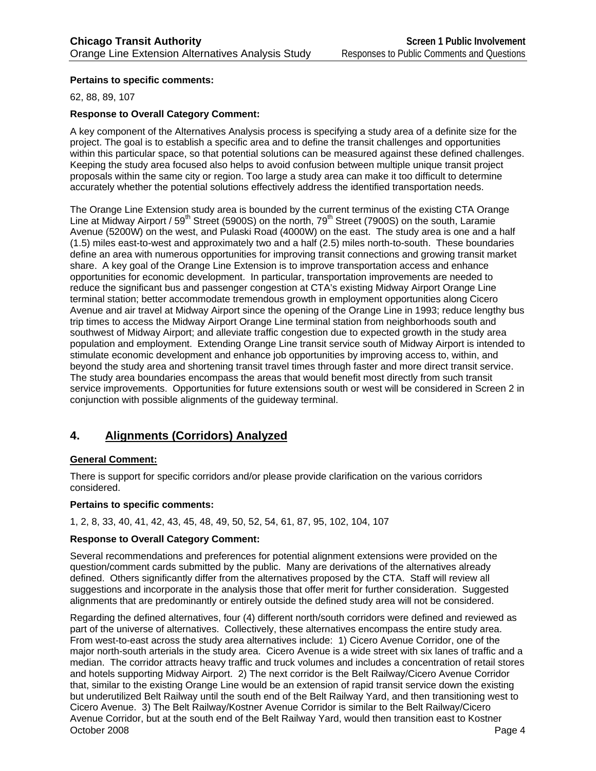**Pertains to specific comments:**

62, 88, 89, 107

**Response to Overall Category Comment:**

A key component of the Alternatives Analysis process is specifying a study area of a definite size for the project. The goal is to establish a specific area and to define the transit challenges and opportunities within this particular space, so that potential solutions can be measured against these defined challenges. Keeping the study area focused also helps to avoid confusion between multiple unique transit project proposals within the same city or region. Too large a study area can make it too difficult to determine accurately whether the potential solutions effectively address the identified transportation needs.

The Orange Line Extension study area is bounded by the current terminus of the existing CTA Orange Line at Midway Airport / 59th Street (5900S) on the north, 79th Street (7900S) on the south, Laramie Avenue (5200W) on the west, and Pulaski Road (4000W) on the east. The study area is one and a half (1.5) miles east-to-west and approximately two and a half (2.5) miles north-to-south. These boundaries define an area with numerous opportunities for improving transit connections and growing transit market share. A key goal of the Orange Line Extension is to improve transportation access and enhance opportunities for economic development. In particular, transportation improvements are needed to reduce the significant bus and passenger congestion at CTA's existing Midway Airport Orange Line terminal station; better accommodate tremendous growth in employment opportunities along Cicero Avenue and air travel at Midway Airport since the opening of the Orange Line in 1993; reduce lengthy bus trip times to access the Midway Airport Orange Line terminal station from neighborhoods south and southwest of Midway Airport; and alleviate traffic congestion due to expected growth in the study area population and employment. Extending Orange Line transit service south of Midway Airport is intended to stimulate economic development and enhance job opportunities by improving access to, within, and beyond the study area and shortening transit travel times through faster and more direct transit service. The study area boundaries encompass the areas that would benefit most directly from such transit service improvements. Opportunities for future extensions south or west will be considered in Screen 2 in conjunction with possible alignments of the guideway terminal.

## 4. Alignments (Corridors) Analyzed

**General Comment:**

There is support for specific corridors and/or please provide clarification on the various corridors considered.

**Pertains to specific comments:**

1, 2, 8, 33, 40, 41, 42, 43, 45, 48, 49, 50, 52, 54, 61, 87, 95, 102, 104, 107

**Response to Overall Category Comment:**

Several recommendations and preferences for potential alignment extensions were provided on the question/comment cards submitted by the public. Many are derivations of the alternatives already defined. Others significantly differ from the alternatives proposed by the CTA. Staff will review all suggestions and incorporate in the analysis those that offer merit for further consideration. Suggested alignments that are predominantly or entirely outside the defined study area will not be considered.

Regarding the defined alternatives, four (4) different north/south corridors were defined and reviewed as part of the universe of alternatives. Collectively, these alternatives encompass the entire study area. From west-to-east across the study area alternatives include: 1) Cicero Avenue Corridor, one of the major north-south arterials in the study area. Cicero Avenue is a wide street with six lanes of traffic and a median. The corridor attracts heavy traffic and truck volumes and includes a concentration of retail stores and hotels supporting Midway Airport. 2) The next corridor is the Belt Railway/Cicero Avenue Corridor that, similar to the existing Orange Line would be an extension of rapid transit service down the existing but underutilized Belt Railway until the south end of the Belt Railway Yard, and then transitioning west to Cicero Avenue. 3) The Belt Railway/Kostner Avenue Corridor is similar to the Belt Railway/Cicero Avenue Corridor, but at the south end of the Belt Railway Yard, would then transition east to Kostner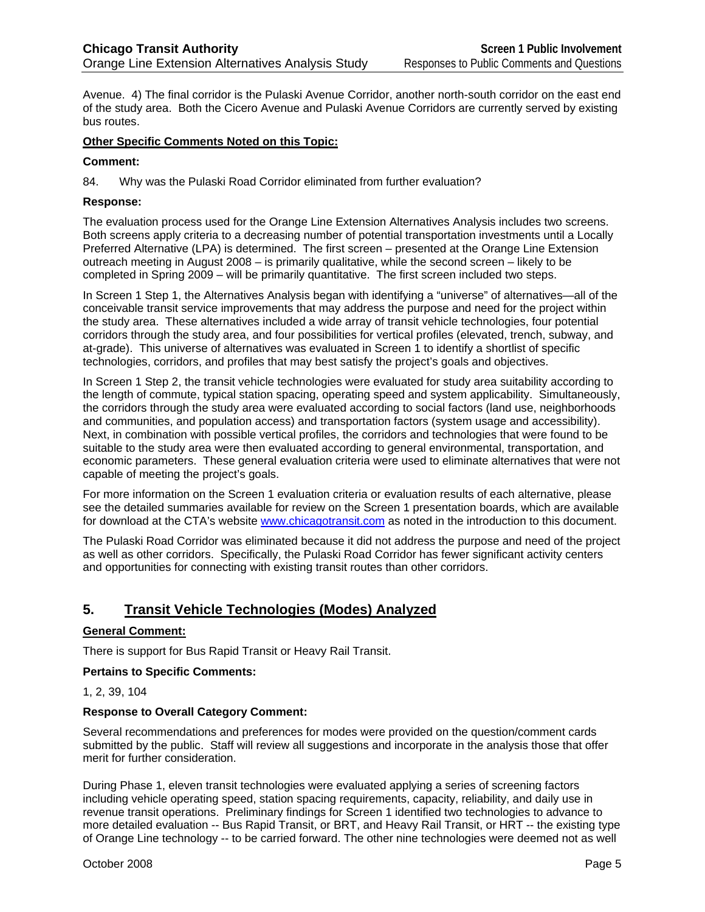Avenue. 4) The final corridor is the Pulaski Avenue Corridor, another north-south corridor on the east end of the study area. Both the Cicero Avenue and Pulaski Avenue Corridors are currently served by existing bus routes.

**Other Specific Comments Noted on this Topic:**

**Comment:**

84. Why was the Pulaski Road Corridor eliminated from further evaluation?

**Response:**

The evaluation process used for the Orange Line Extension Alternatives Analysis includes two screens. Both screens apply criteria to a decreasing number of potential transportation investments until a Locally Preferred Alternative (LPA) is determined. The first screen – presented at the Orange Line Extension outreach meeting in August 2008 – is primarily qualitative, while the second screen – likely to be completed in Spring 2009 – will be primarily quantitative. The first screen included two steps.

In Screen 1 Step 1, the Alternatives Analysis began with identifying a "universe" of alternatives—all of the conceivable transit service improvements that may address the purpose and need for the project within the study area. These alternatives included a wide array of transit vehicle technologies, four potential corridors through the study area, and four possibilities for vertical profiles (elevated, trench, subway, and at-grade). This universe of alternatives was evaluated in Screen 1 to identify a shortlist of specific technologies, corridors, and profiles that may best satisfy the project's goals and objectives.

In Screen 1 Step 2, the transit vehicle technologies were evaluated for study area suitability according to the length of commute, typical station spacing, operating speed and system applicability. Simultaneously, the corridors through the study area were evaluated according to social factors (land use, neighborhoods and communities, and population access) and transportation factors (system usage and accessibility). Next, in combination with possible vertical profiles, the corridors and technologies that were found to be suitable to the study area were then evaluated according to general environmental, transportation, and economic parameters. These general evaluation criteria were used to eliminate alternatives that were not capable of meeting the project's goals.

For more information on the Screen 1 evaluation criteria or evaluation results of each alternative, please see the detailed summaries available for review on the Screen 1 presentation boards, which are available for download at the CTA's website www.chicagotransit.com as noted in the introduction to this document.

The Pulaski Road Corridor was eliminated because it did not address the purpose and need of the project as well as other corridors. Specifically, the Pulaski Road Corridor has fewer significant activity centers and opportunities for connecting with existing transit routes than other corridors.

## 5. Transit Vehicle Technologies (Modes) Analyzed

**General Comment:**

There is support for Bus Rapid Transit or Heavy Rail Transit.

**Pertains to Specific Comments:**

1, 2, 39, 104

**Response to Overall Category Comment:**

Several recommendations and preferences for modes were provided on the question/comment cards submitted by the public. Staff will review all suggestions and incorporate in the analysis those that offer merit for further consideration.

During Phase 1, eleven transit technologies were evaluated applying a series of screening factors including vehicle operating speed, station spacing requirements, capacity, reliability, and daily use in revenue transit operations. Preliminary findings for Screen 1 identified two technologies to advance to more detailed evaluation -- Bus Rapid Transit, or BRT, and Heavy Rail Transit, or HRT -- the existing type of Orange Line technology -- to be carried forward. The other nine technologies were deemed not as well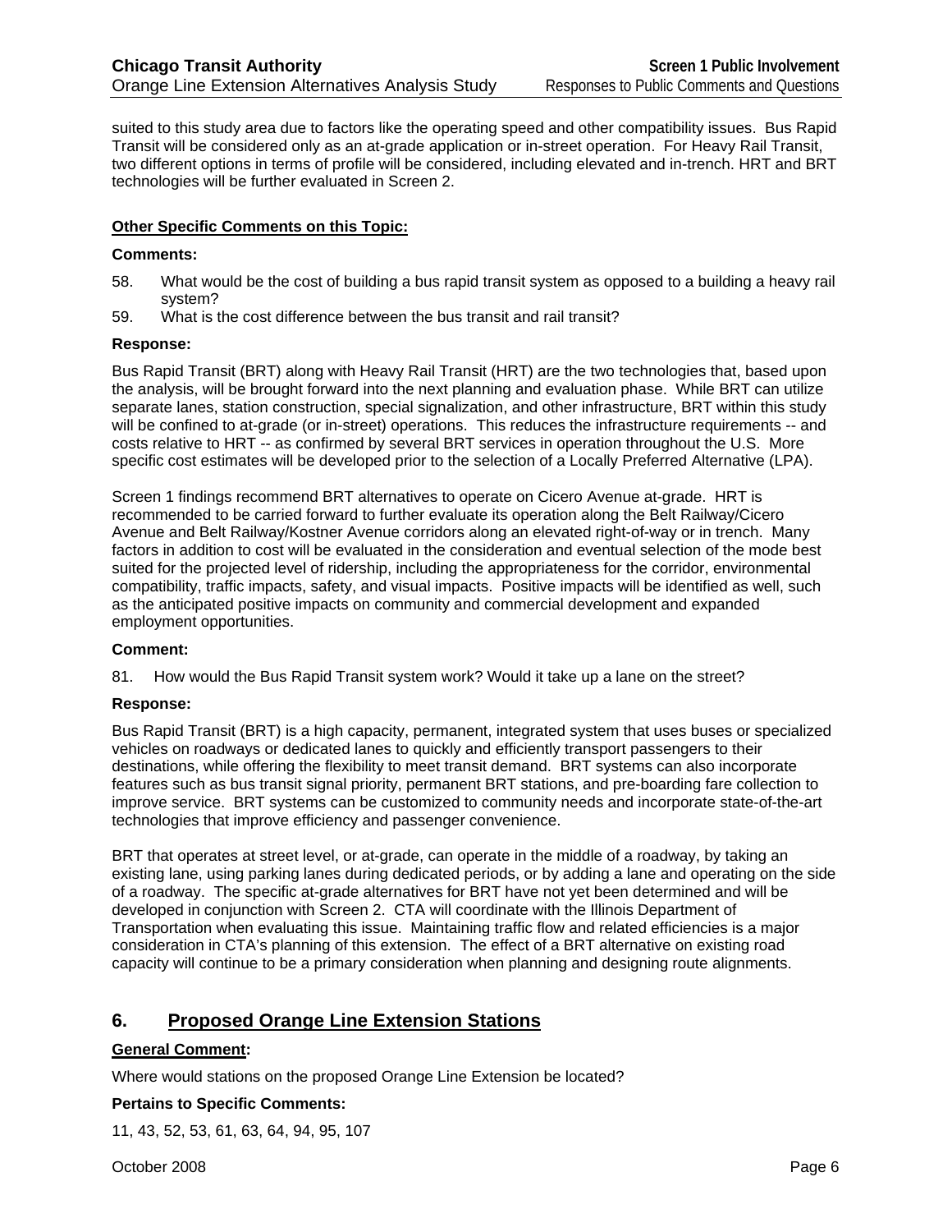suited to this study area due to factors like the operating speed and other compatibility issues. Bus Rapid Transit will be considered only as an at-grade application or in-street operation. For Heavy Rail Transit, two different options in terms of profile will be considered, including elevated and in-trench. HRT and BRT technologies will be further evaluated in Screen 2.

**Other Specific Comments on this Topic:**

**Comments:**

58. What would be the cost of building a bus rapid transit system as opposed to a building a heavy rail system?
59. What is the cost difference between the bus transit and rail transit?

**Response:**

Bus Rapid Transit (BRT) along with Heavy Rail Transit (HRT) are the two technologies that, based upon the analysis, will be brought forward into the next planning and evaluation phase. While BRT can utilize separate lanes, station construction, special signalization, and other infrastructure, BRT within this study will be confined to at-grade (or in-street) operations. This reduces the infrastructure requirements -- and costs relative to HRT -- as confirmed by several BRT services in operation throughout the U.S. More specific cost estimates will be developed prior to the selection of a Locally Preferred Alternative (LPA).

Screen 1 findings recommend BRT alternatives to operate on Cicero Avenue at-grade. HRT is recommended to be carried forward to further evaluate its operation along the Belt Railway/Cicero Avenue and Belt Railway/Kostner Avenue corridors along an elevated right-of-way or in trench. Many factors in addition to cost will be evaluated in the consideration and eventual selection of the mode best suited for the projected level of ridership, including the appropriateness for the corridor, environmental compatibility, traffic impacts, safety, and visual impacts. Positive impacts will be identified as well, such as the anticipated positive impacts on community and commercial development and expanded employment opportunities.

**Comment:**

81. How would the Bus Rapid Transit system work? Would it take up a lane on the street?

**Response:**

Bus Rapid Transit (BRT) is a high capacity, permanent, integrated system that uses buses or specialized vehicles on roadways or dedicated lanes to quickly and efficiently transport passengers to their destinations, while offering the flexibility to meet transit demand. BRT systems can also incorporate features such as bus transit signal priority, permanent BRT stations, and pre-boarding fare collection to improve service. BRT systems can be customized to community needs and incorporate state-of-the-art technologies that improve efficiency and passenger convenience.

BRT that operates at street level, or at-grade, can operate in the middle of a roadway, by taking an existing lane, using parking lanes during dedicated periods, or by adding a lane and operating on the side of a roadway. The specific at-grade alternatives for BRT have not yet been determined and will be developed in conjunction with Screen 2. CTA will coordinate with the Illinois Department of Transportation when evaluating this issue. Maintaining traffic flow and related efficiencies is a major consideration in CTA's planning of this extension. The effect of a BRT alternative on existing road capacity will continue to be a primary consideration when planning and designing route alignments.

## 6. Proposed Orange Line Extension Stations

**General Comment:**

Where would stations on the proposed Orange Line Extension be located?

**Pertains to Specific Comments:**

11, 43, 52, 53, 61, 63, 64, 94, 95, 107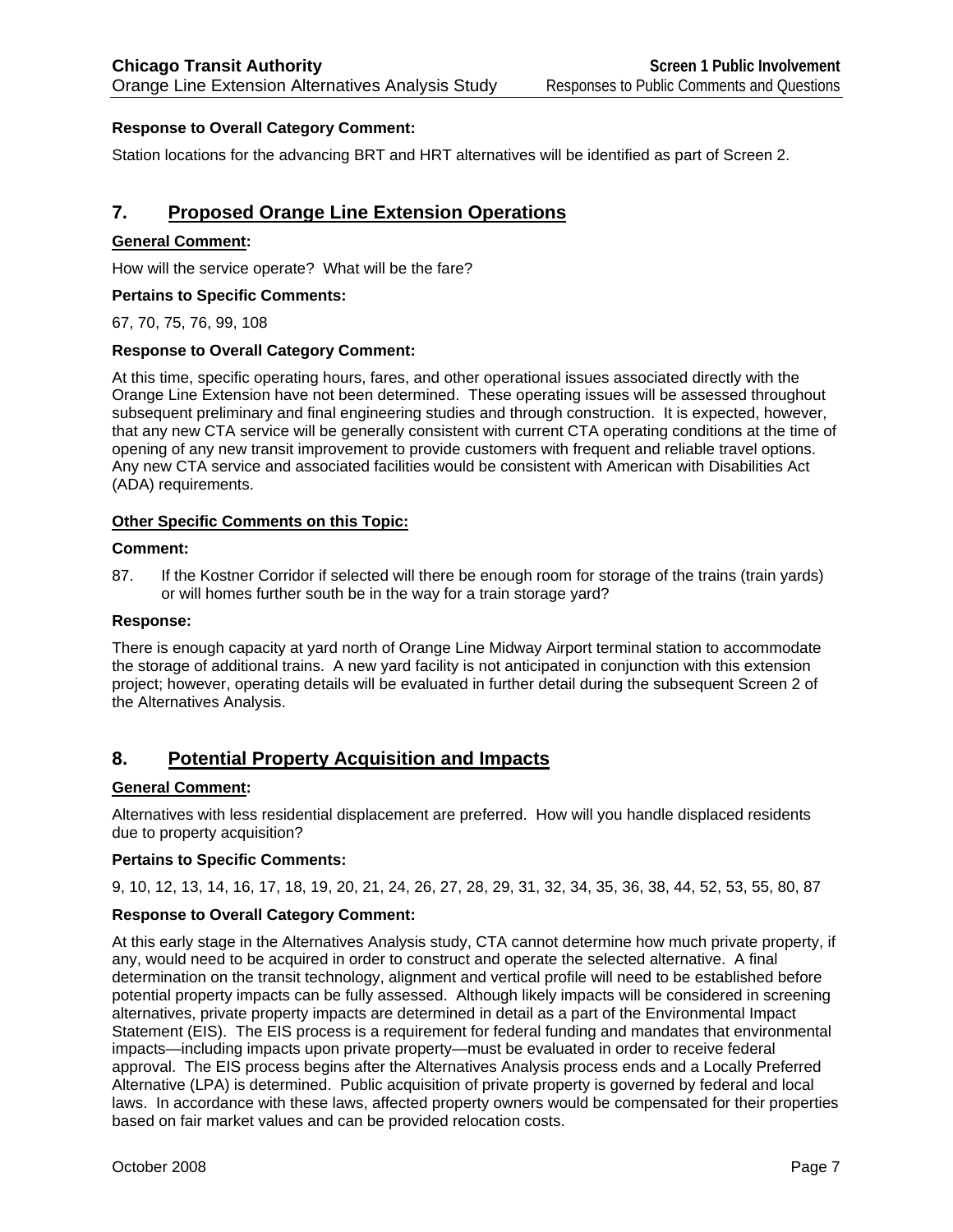**Response to Overall Category Comment:**

Station locations for the advancing BRT and HRT alternatives will be identified as part of Screen 2.

## 7. Proposed Orange Line Extension Operations

**General Comment:**

How will the service operate? What will be the fare?

**Pertains to Specific Comments:**

67, 70, 75, 76, 99, 108

**Response to Overall Category Comment:**

At this time, specific operating hours, fares, and other operational issues associated directly with the Orange Line Extension have not been determined. These operating issues will be assessed throughout subsequent preliminary and final engineering studies and through construction. It is expected, however, that any new CTA service will be generally consistent with current CTA operating conditions at the time of opening of any new transit improvement to provide customers with frequent and reliable travel options. Any new CTA service and associated facilities would be consistent with American with Disabilities Act (ADA) requirements.

**Other Specific Comments on this Topic:**

**Comment:**

87. If the Kostner Corridor if selected will there be enough room for storage of the trains (train yards) or will homes further south be in the way for a train storage yard?

**Response:**

There is enough capacity at yard north of Orange Line Midway Airport terminal station to accommodate the storage of additional trains. A new yard facility is not anticipated in conjunction with this extension project; however, operating details will be evaluated in further detail during the subsequent Screen 2 of the Alternatives Analysis.

## 8. Potential Property Acquisition and Impacts

**General Comment:**

Alternatives with less residential displacement are preferred. How will you handle displaced residents due to property acquisition?

**Pertains to Specific Comments:**

9, 10, 12, 13, 14, 16, 17, 18, 19, 20, 21, 24, 26, 27, 28, 29, 31, 32, 34, 35, 36, 38, 44, 52, 53, 55, 80, 87

**Response to Overall Category Comment:**

At this early stage in the Alternatives Analysis study, CTA cannot determine how much private property, if any, would need to be acquired in order to construct and operate the selected alternative. A final determination on the transit technology, alignment and vertical profile will need to be established before potential property impacts can be fully assessed. Although likely impacts will be considered in screening alternatives, private property impacts are determined in detail as a part of the Environmental Impact Statement (EIS). The EIS process is a requirement for federal funding and mandates that environmental impacts—including impacts upon private property—must be evaluated in order to receive federal approval. The EIS process begins after the Alternatives Analysis process ends and a Locally Preferred Alternative (LPA) is determined. Public acquisition of private property is governed by federal and local laws. In accordance with these laws, affected property owners would be compensated for their properties based on fair market values and can be provided relocation costs.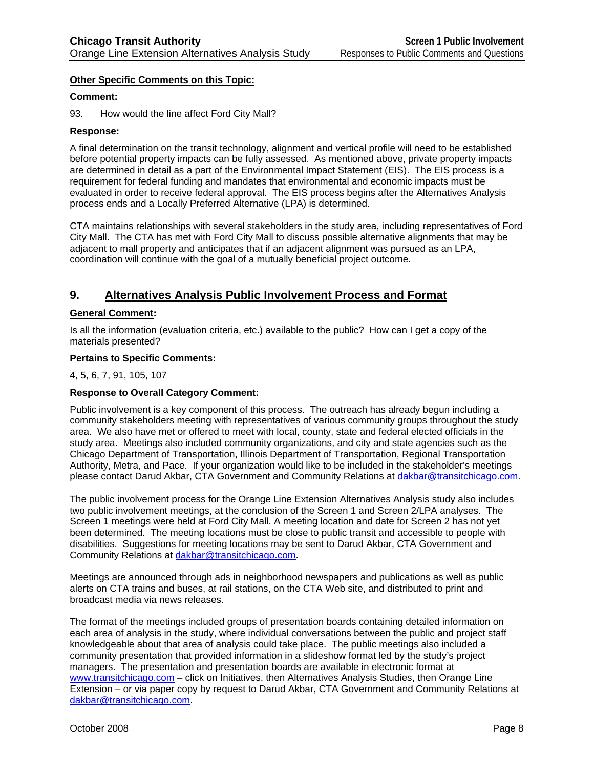**Other Specific Comments on this Topic:**

**Comment:**

93. How would the line affect Ford City Mall?

**Response:**

A final determination on the transit technology, alignment and vertical profile will need to be established before potential property impacts can be fully assessed. As mentioned above, private property impacts are determined in detail as a part of the Environmental Impact Statement (EIS). The EIS process is a requirement for federal funding and mandates that environmental and economic impacts must be evaluated in order to receive federal approval. The EIS process begins after the Alternatives Analysis process ends and a Locally Preferred Alternative (LPA) is determined.

CTA maintains relationships with several stakeholders in the study area, including representatives of Ford City Mall. The CTA has met with Ford City Mall to discuss possible alternative alignments that may be adjacent to mall property and anticipates that if an adjacent alignment was pursued as an LPA, coordination will continue with the goal of a mutually beneficial project outcome.

## 9. Alternatives Analysis Public Involvement Process and Format

**General Comment:**

Is all the information (evaluation criteria, etc.) available to the public? How can I get a copy of the materials presented?

**Pertains to Specific Comments:**

4, 5, 6, 7, 91, 105, 107

**Response to Overall Category Comment:**

Public involvement is a key component of this process. The outreach has already begun including a community stakeholders meeting with representatives of various community groups throughout the study area. We also have met or offered to meet with local, county, state and federal elected officials in the study area. Meetings also included community organizations, and city and state agencies such as the Chicago Department of Transportation, Illinois Department of Transportation, Regional Transportation Authority, Metra, and Pace. If your organization would like to be included in the stakeholder's meetings please contact Darud Akbar, CTA Government and Community Relations at dakbar@transitchicago.com.

The public involvement process for the Orange Line Extension Alternatives Analysis study also includes two public involvement meetings, at the conclusion of the Screen 1 and Screen 2/LPA analyses. The Screen 1 meetings were held at Ford City Mall. A meeting location and date for Screen 2 has not yet been determined. The meeting locations must be close to public transit and accessible to people with disabilities. Suggestions for meeting locations may be sent to Darud Akbar, CTA Government and Community Relations at dakbar@transitchicago.com.

Meetings are announced through ads in neighborhood newspapers and publications as well as public alerts on CTA trains and buses, at rail stations, on the CTA Web site, and distributed to print and broadcast media via news releases.

The format of the meetings included groups of presentation boards containing detailed information on each area of analysis in the study, where individual conversations between the public and project staff knowledgeable about that area of analysis could take place. The public meetings also included a community presentation that provided information in a slideshow format led by the study's project managers. The presentation and presentation boards are available in electronic format at www.transitchicago.com – click on Initiatives, then Alternatives Analysis Studies, then Orange Line Extension – or via paper copy by request to Darud Akbar, CTA Government and Community Relations at dakbar@transitchicago.com.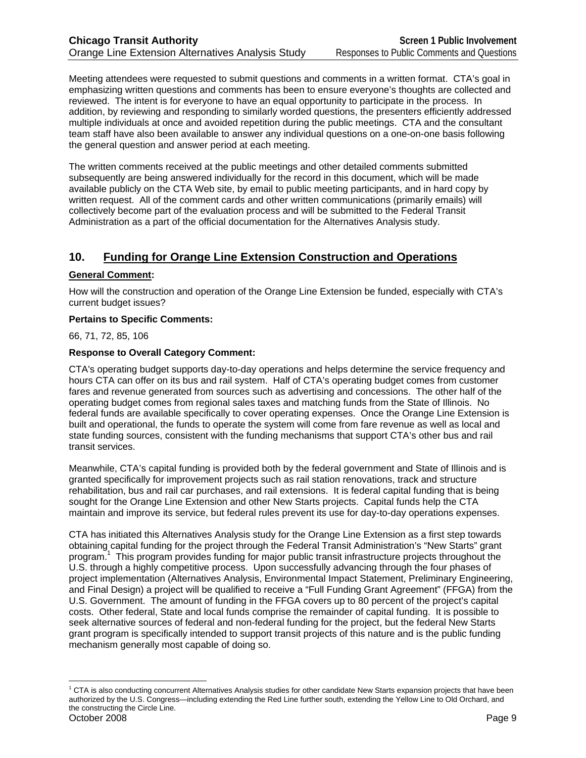Meeting attendees were requested to submit questions and comments in a written format. CTA's goal in emphasizing written questions and comments has been to ensure everyone's thoughts are collected and reviewed. The intent is for everyone to have an equal opportunity to participate in the process. In addition, by reviewing and responding to similarly worded questions, the presenters efficiently addressed multiple individuals at once and avoided repetition during the public meetings. CTA and the consultant team staff have also been available to answer any individual questions on a one-on-one basis following the general question and answer period at each meeting.

The written comments received at the public meetings and other detailed comments submitted subsequently are being answered individually for the record in this document, which will be made available publicly on the CTA Web site, by email to public meeting participants, and in hard copy by written request. All of the comment cards and other written communications (primarily emails) will collectively become part of the evaluation process and will be submitted to the Federal Transit Administration as a part of the official documentation for the Alternatives Analysis study.

## 10. Funding for Orange Line Extension Construction and Operations

**General Comment:**

How will the construction and operation of the Orange Line Extension be funded, especially with CTA's current budget issues?

**Pertains to Specific Comments:**

66, 71, 72, 85, 106

**Response to Overall Category Comment:**

CTA's operating budget supports day-to-day operations and helps determine the service frequency and hours CTA can offer on its bus and rail system. Half of CTA's operating budget comes from customer fares and revenue generated from sources such as advertising and concessions. The other half of the operating budget comes from regional sales taxes and matching funds from the State of Illinois. No federal funds are available specifically to cover operating expenses. Once the Orange Line Extension is built and operational, the funds to operate the system will come from fare revenue as well as local and state funding sources, consistent with the funding mechanisms that support CTA's other bus and rail transit services.

Meanwhile, CTA's capital funding is provided both by the federal government and State of Illinois and is granted specifically for improvement projects such as rail station renovations, track and structure rehabilitation, bus and rail car purchases, and rail extensions. It is federal capital funding that is being sought for the Orange Line Extension and other New Starts projects. Capital funds help the CTA maintain and improve its service, but federal rules prevent its use for day-to-day operations expenses.

CTA has initiated this Alternatives Analysis study for the Orange Line Extension as a first step towards obtaining capital funding for the project through the Federal Transit Administration's "New Starts" grant program.[1] This program provides funding for major public transit infrastructure projects throughout the U.S. through a highly competitive process. Upon successfully advancing through the four phases of project implementation (Alternatives Analysis, Environmental Impact Statement, Preliminary Engineering, and Final Design) a project will be qualified to receive a "Full Funding Grant Agreement" (FFGA) from the U.S. Government. The amount of funding in the FFGA covers up to 80 percent of the project's capital costs. Other federal, State and local funds comprise the remainder of capital funding. It is possible to seek alternative sources of federal and non-federal funding for the project, but the federal New Starts grant program is specifically intended to support transit projects of this nature and is the public funding mechanism generally most capable of doing so.

[1] CTA is also conducting concurrent Alternatives Analysis studies for other candidate New Starts expansion projects that have been authorized by the U.S. Congress—including extending the Red Line further south, extending the Yellow Line to Old Orchard, and the constructing the Circle Line.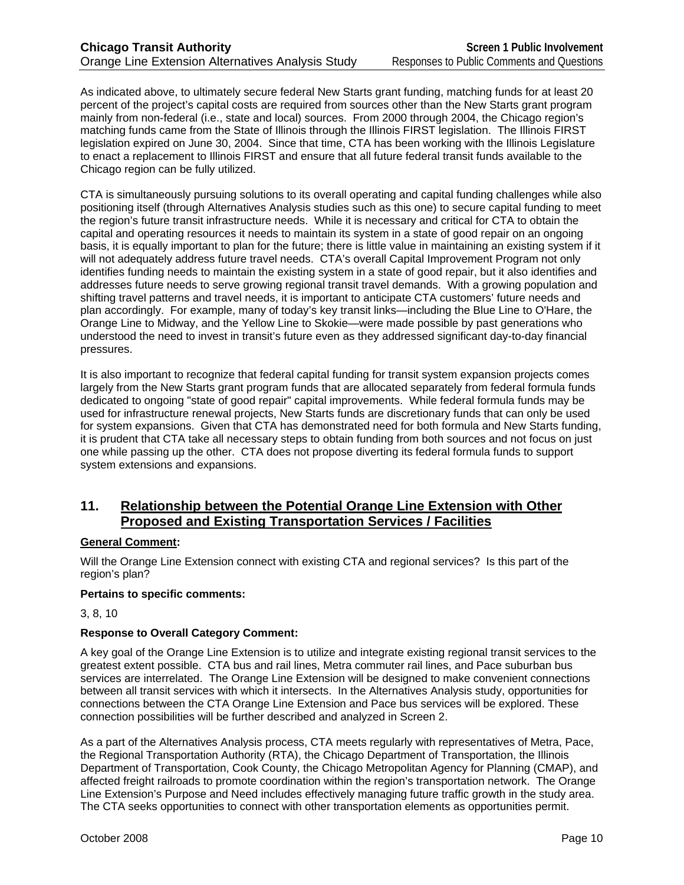As indicated above, to ultimately secure federal New Starts grant funding, matching funds for at least 20 percent of the project's capital costs are required from sources other than the New Starts grant program mainly from non-federal (i.e., state and local) sources. From 2000 through 2004, the Chicago region's matching funds came from the State of Illinois through the Illinois FIRST legislation. The Illinois FIRST legislation expired on June 30, 2004. Since that time, CTA has been working with the Illinois Legislature to enact a replacement to Illinois FIRST and ensure that all future federal transit funds available to the Chicago region can be fully utilized.

CTA is simultaneously pursuing solutions to its overall operating and capital funding challenges while also positioning itself (through Alternatives Analysis studies such as this one) to secure capital funding to meet the region's future transit infrastructure needs. While it is necessary and critical for CTA to obtain the capital and operating resources it needs to maintain its system in a state of good repair on an ongoing basis, it is equally important to plan for the future; there is little value in maintaining an existing system if it will not adequately address future travel needs. CTA's overall Capital Improvement Program not only identifies funding needs to maintain the existing system in a state of good repair, but it also identifies and addresses future needs to serve growing regional transit travel demands. With a growing population and shifting travel patterns and travel needs, it is important to anticipate CTA customers' future needs and plan accordingly. For example, many of today's key transit links—including the Blue Line to O'Hare, the Orange Line to Midway, and the Yellow Line to Skokie—were made possible by past generations who understood the need to invest in transit's future even as they addressed significant day-to-day financial pressures.

It is also important to recognize that federal capital funding for transit system expansion projects comes largely from the New Starts grant program funds that are allocated separately from federal formula funds dedicated to ongoing "state of good repair" capital improvements. While federal formula funds may be used for infrastructure renewal projects, New Starts funds are discretionary funds that can only be used for system expansions. Given that CTA has demonstrated need for both formula and New Starts funding, it is prudent that CTA take all necessary steps to obtain funding from both sources and not focus on just one while passing up the other. CTA does not propose diverting its federal formula funds to support system extensions and expansions.

## 11. Relationship between the Potential Orange Line Extension with Other Proposed and Existing Transportation Services / Facilities

**General Comment:**

Will the Orange Line Extension connect with existing CTA and regional services? Is this part of the region's plan?

**Pertains to specific comments:**

3, 8, 10

**Response to Overall Category Comment:**

A key goal of the Orange Line Extension is to utilize and integrate existing regional transit services to the greatest extent possible. CTA bus and rail lines, Metra commuter rail lines, and Pace suburban bus services are interrelated. The Orange Line Extension will be designed to make convenient connections between all transit services with which it intersects. In the Alternatives Analysis study, opportunities for connections between the CTA Orange Line Extension and Pace bus services will be explored. These connection possibilities will be further described and analyzed in Screen 2.

As a part of the Alternatives Analysis process, CTA meets regularly with representatives of Metra, Pace, the Regional Transportation Authority (RTA), the Chicago Department of Transportation, the Illinois Department of Transportation, Cook County, the Chicago Metropolitan Agency for Planning (CMAP), and affected freight railroads to promote coordination within the region's transportation network. The Orange Line Extension's Purpose and Need includes effectively managing future traffic growth in the study area. The CTA seeks opportunities to connect with other transportation elements as opportunities permit.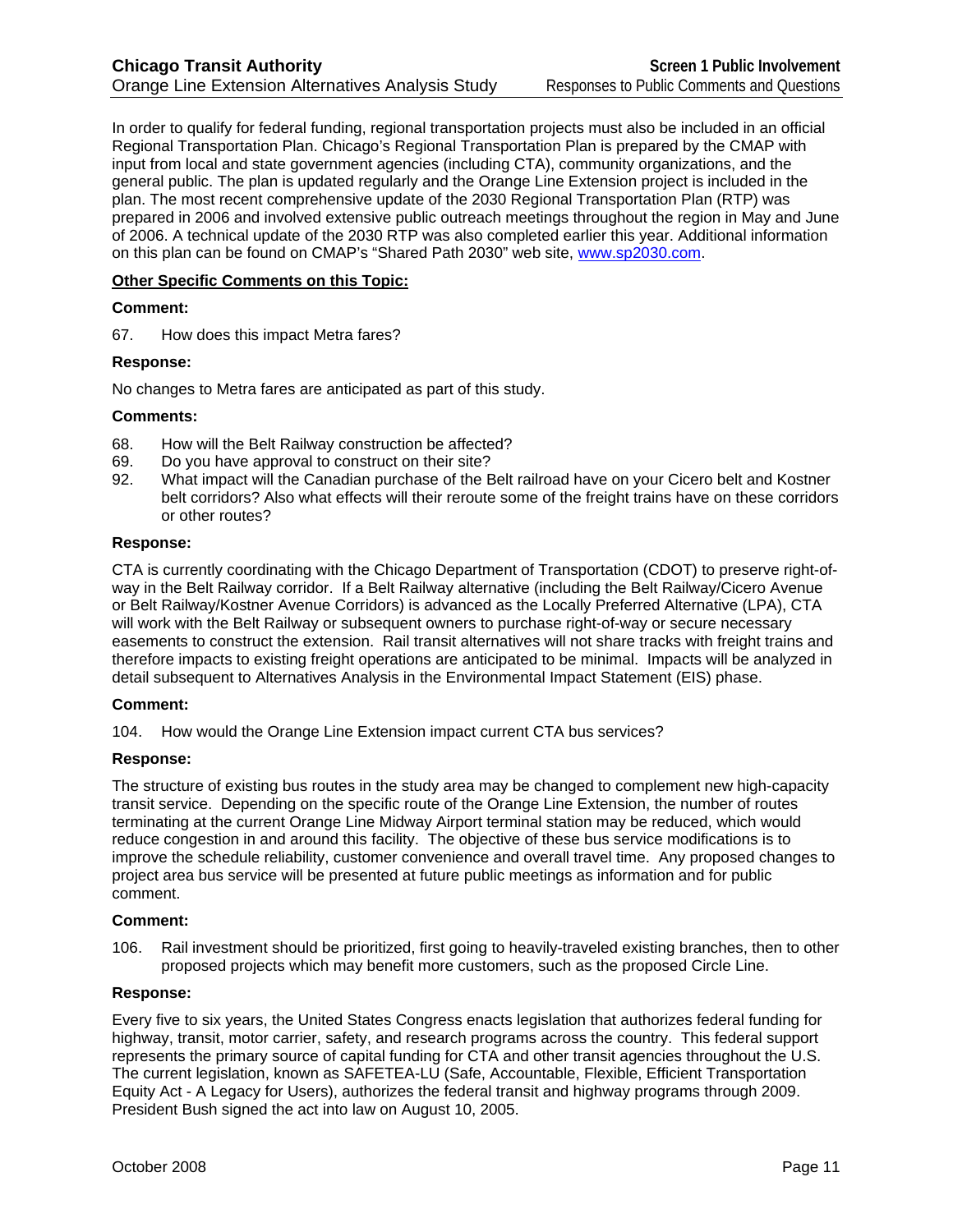In order to qualify for federal funding, regional transportation projects must also be included in an official Regional Transportation Plan. Chicago's Regional Transportation Plan is prepared by the CMAP with input from local and state government agencies (including CTA), community organizations, and the general public. The plan is updated regularly and the Orange Line Extension project is included in the plan. The most recent comprehensive update of the 2030 Regional Transportation Plan (RTP) was prepared in 2006 and involved extensive public outreach meetings throughout the region in May and June of 2006. A technical update of the 2030 RTP was also completed earlier this year. Additional information on this plan can be found on CMAP's "Shared Path 2030" web site, www.sp2030.com.

**Other Specific Comments on this Topic:**

**Comment:**

67. How does this impact Metra fares?

**Response:**

No changes to Metra fares are anticipated as part of this study.

**Comments:**

68. How will the Belt Railway construction be affected?
69. Do you have approval to construct on their site?
92. What impact will the Canadian purchase of the Belt railroad have on your Cicero belt and Kostner belt corridors? Also what effects will their reroute some of the freight trains have on these corridors or other routes?

**Response:**

CTA is currently coordinating with the Chicago Department of Transportation (CDOT) to preserve right-of-way in the Belt Railway corridor. If a Belt Railway alternative (including the Belt Railway/Cicero Avenue or Belt Railway/Kostner Avenue Corridors) is advanced as the Locally Preferred Alternative (LPA), CTA will work with the Belt Railway or subsequent owners to purchase right-of-way or secure necessary easements to construct the extension. Rail transit alternatives will not share tracks with freight trains and therefore impacts to existing freight operations are anticipated to be minimal. Impacts will be analyzed in detail subsequent to Alternatives Analysis in the Environmental Impact Statement (EIS) phase.

**Comment:**

104. How would the Orange Line Extension impact current CTA bus services?

**Response:**

The structure of existing bus routes in the study area may be changed to complement new high-capacity transit service. Depending on the specific route of the Orange Line Extension, the number of routes terminating at the current Orange Line Midway Airport terminal station may be reduced, which would reduce congestion in and around this facility. The objective of these bus service modifications is to improve the schedule reliability, customer convenience and overall travel time. Any proposed changes to project area bus service will be presented at future public meetings as information and for public comment.

**Comment:**

106. Rail investment should be prioritized, first going to heavily-traveled existing branches, then to other proposed projects which may benefit more customers, such as the proposed Circle Line.

**Response:**

Every five to six years, the United States Congress enacts legislation that authorizes federal funding for highway, transit, motor carrier, safety, and research programs across the country. This federal support represents the primary source of capital funding for CTA and other transit agencies throughout the U.S. The current legislation, known as SAFETEA-LU (Safe, Accountable, Flexible, Efficient Transportation Equity Act - A Legacy for Users), authorizes the federal transit and highway programs through 2009. President Bush signed the act into law on August 10, 2005.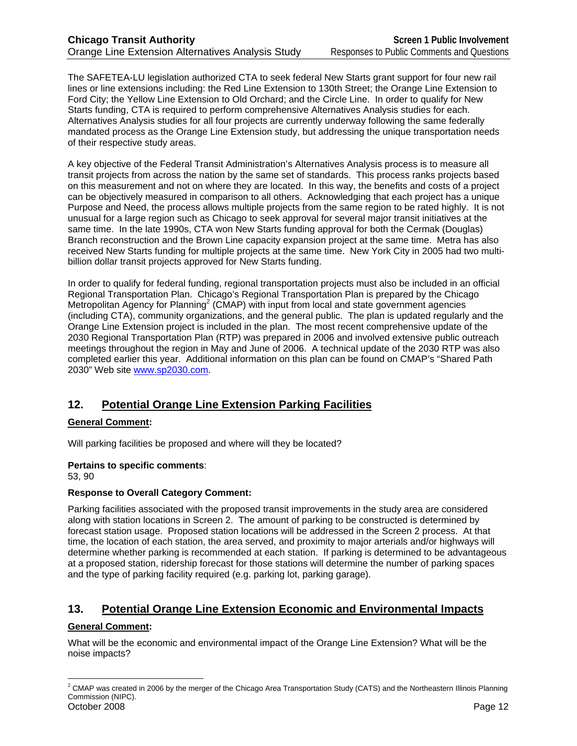The SAFETEA-LU legislation authorized CTA to seek federal New Starts grant support for four new rail lines or line extensions including: the Red Line Extension to 130th Street; the Orange Line Extension to Ford City; the Yellow Line Extension to Old Orchard; and the Circle Line. In order to qualify for New Starts funding, CTA is required to perform comprehensive Alternatives Analysis studies for each. Alternatives Analysis studies for all four projects are currently underway following the same federally mandated process as the Orange Line Extension study, but addressing the unique transportation needs of their respective study areas.

A key objective of the Federal Transit Administration's Alternatives Analysis process is to measure all transit projects from across the nation by the same set of standards. This process ranks projects based on this measurement and not on where they are located. In this way, the benefits and costs of a project can be objectively measured in comparison to all others. Acknowledging that each project has a unique Purpose and Need, the process allows multiple projects from the same region to be rated highly. It is not unusual for a large region such as Chicago to seek approval for several major transit initiatives at the same time. In the late 1990s, CTA won New Starts funding approval for both the Cermak (Douglas) Branch reconstruction and the Brown Line capacity expansion project at the same time. Metra has also received New Starts funding for multiple projects at the same time. New York City in 2005 had two multi-billion dollar transit projects approved for New Starts funding.

In order to qualify for federal funding, regional transportation projects must also be included in an official Regional Transportation Plan. Chicago's Regional Transportation Plan is prepared by the Chicago Metropolitan Agency for Planning[2] (CMAP) with input from local and state government agencies (including CTA), community organizations, and the general public. The plan is updated regularly and the Orange Line Extension project is included in the plan. The most recent comprehensive update of the 2030 Regional Transportation Plan (RTP) was prepared in 2006 and involved extensive public outreach meetings throughout the region in May and June of 2006. A technical update of the 2030 RTP was also completed earlier this year. Additional information on this plan can be found on CMAP's "Shared Path 2030" Web site www.sp2030.com.

## 12. Potential Orange Line Extension Parking Facilities

**General Comment:**

Will parking facilities be proposed and where will they be located?

**Pertains to specific comments**:
53, 90

**Response to Overall Category Comment:**

Parking facilities associated with the proposed transit improvements in the study area are considered along with station locations in Screen 2. The amount of parking to be constructed is determined by forecast station usage. Proposed station locations will be addressed in the Screen 2 process. At that time, the location of each station, the area served, and proximity to major arterials and/or highways will determine whether parking is recommended at each station. If parking is determined to be advantageous at a proposed station, ridership forecast for those stations will determine the number of parking spaces and the type of parking facility required (e.g. parking lot, parking garage).

## 13. Potential Orange Line Extension Economic and Environmental Impacts

**General Comment:**

What will be the economic and environmental impact of the Orange Line Extension? What will be the noise impacts?

[2] CMAP was created in 2006 by the merger of the Chicago Area Transportation Study (CATS) and the Northeastern Illinois Planning Commission (NIPC).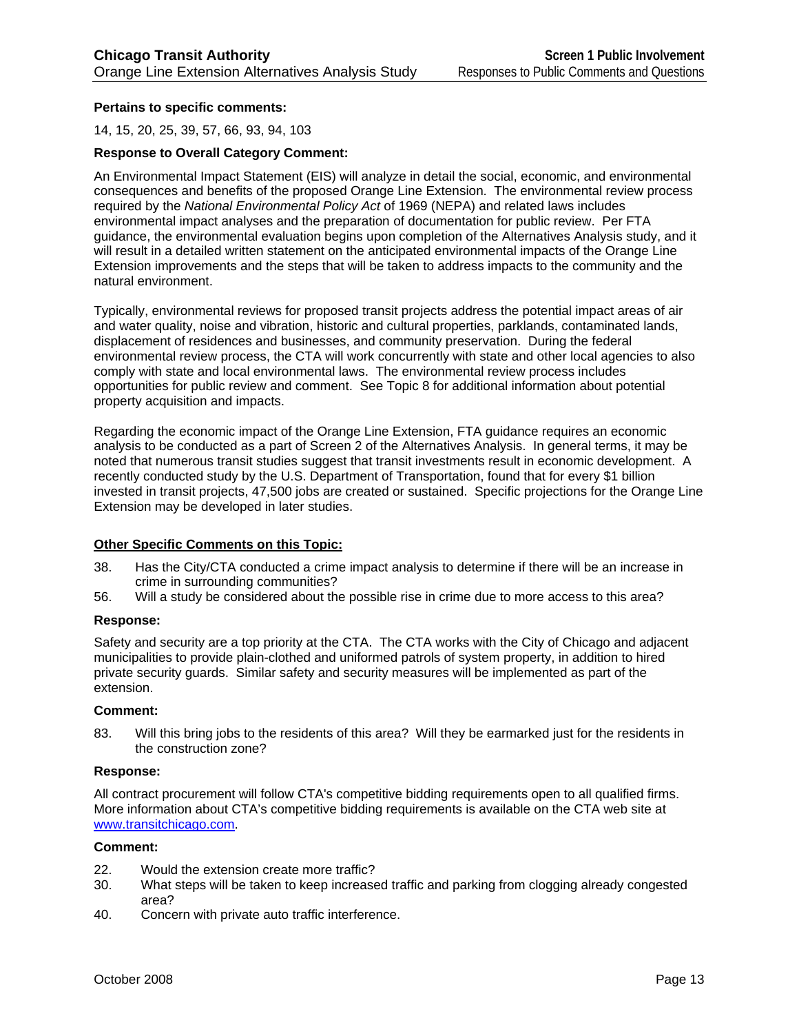**Pertains to specific comments:**

14, 15, 20, 25, 39, 57, 66, 93, 94, 103

**Response to Overall Category Comment:**

An Environmental Impact Statement (EIS) will analyze in detail the social, economic, and environmental consequences and benefits of the proposed Orange Line Extension. The environmental review process required by the *National Environmental Policy Act* of 1969 (NEPA) and related laws includes environmental impact analyses and the preparation of documentation for public review. Per FTA guidance, the environmental evaluation begins upon completion of the Alternatives Analysis study, and it will result in a detailed written statement on the anticipated environmental impacts of the Orange Line Extension improvements and the steps that will be taken to address impacts to the community and the natural environment.

Typically, environmental reviews for proposed transit projects address the potential impact areas of air and water quality, noise and vibration, historic and cultural properties, parklands, contaminated lands, displacement of residences and businesses, and community preservation. During the federal environmental review process, the CTA will work concurrently with state and other local agencies to also comply with state and local environmental laws. The environmental review process includes opportunities for public review and comment. See Topic 8 for additional information about potential property acquisition and impacts.

Regarding the economic impact of the Orange Line Extension, FTA guidance requires an economic analysis to be conducted as a part of Screen 2 of the Alternatives Analysis. In general terms, it may be noted that numerous transit studies suggest that transit investments result in economic development. A recently conducted study by the U.S. Department of Transportation, found that for every $1 billion invested in transit projects, 47,500 jobs are created or sustained. Specific projections for the Orange Line Extension may be developed in later studies.

**Other Specific Comments on this Topic:**

38. Has the City/CTA conducted a crime impact analysis to determine if there will be an increase in crime in surrounding communities?
56. Will a study be considered about the possible rise in crime due to more access to this area?

**Response:**

Safety and security are a top priority at the CTA. The CTA works with the City of Chicago and adjacent municipalities to provide plain-clothed and uniformed patrols of system property, in addition to hired private security guards. Similar safety and security measures will be implemented as part of the extension.

**Comment:**

83. Will this bring jobs to the residents of this area? Will they be earmarked just for the residents in the construction zone?

**Response:**

All contract procurement will follow CTA's competitive bidding requirements open to all qualified firms. More information about CTA's competitive bidding requirements is available on the CTA web site at www.transitchicago.com.

**Comment:**

22. Would the extension create more traffic?
30. What steps will be taken to keep increased traffic and parking from clogging already congested area?
40. Concern with private auto traffic interference.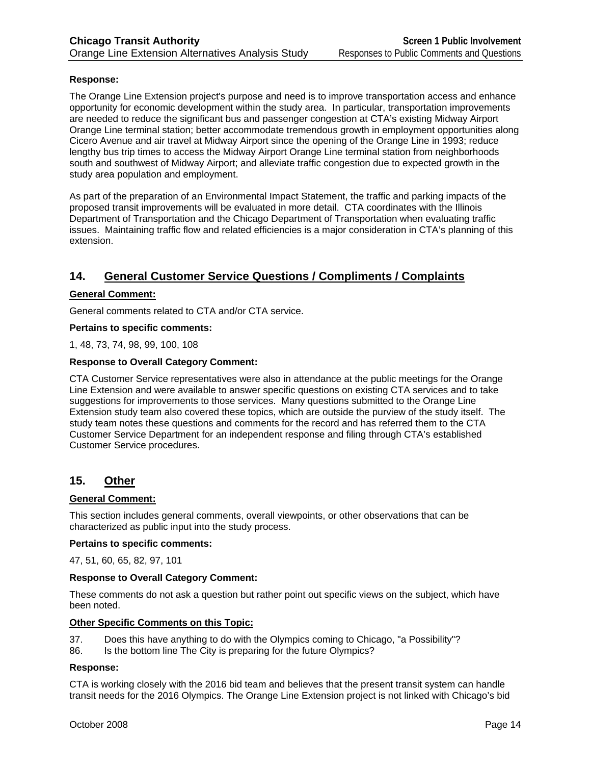**Response:**

The Orange Line Extension project's purpose and need is to improve transportation access and enhance opportunity for economic development within the study area. In particular, transportation improvements are needed to reduce the significant bus and passenger congestion at CTA's existing Midway Airport Orange Line terminal station; better accommodate tremendous growth in employment opportunities along Cicero Avenue and air travel at Midway Airport since the opening of the Orange Line in 1993; reduce lengthy bus trip times to access the Midway Airport Orange Line terminal station from neighborhoods south and southwest of Midway Airport; and alleviate traffic congestion due to expected growth in the study area population and employment.

As part of the preparation of an Environmental Impact Statement, the traffic and parking impacts of the proposed transit improvements will be evaluated in more detail. CTA coordinates with the Illinois Department of Transportation and the Chicago Department of Transportation when evaluating traffic issues. Maintaining traffic flow and related efficiencies is a major consideration in CTA's planning of this extension.

## 14. General Customer Service Questions / Compliments / Complaints

**General Comment:**

General comments related to CTA and/or CTA service.

**Pertains to specific comments:**

1, 48, 73, 74, 98, 99, 100, 108

**Response to Overall Category Comment:**

CTA Customer Service representatives were also in attendance at the public meetings for the Orange Line Extension and were available to answer specific questions on existing CTA services and to take suggestions for improvements to those services. Many questions submitted to the Orange Line Extension study team also covered these topics, which are outside the purview of the study itself. The study team notes these questions and comments for the record and has referred them to the CTA Customer Service Department for an independent response and filing through CTA's established Customer Service procedures.

## 15. Other

**General Comment:**

This section includes general comments, overall viewpoints, or other observations that can be characterized as public input into the study process.

**Pertains to specific comments:**

47, 51, 60, 65, 82, 97, 101

**Response to Overall Category Comment:**

These comments do not ask a question but rather point out specific views on the subject, which have been noted.

**Other Specific Comments on this Topic:**

37. Does this have anything to do with the Olympics coming to Chicago, "a Possibility"?
86. Is the bottom line The City is preparing for the future Olympics?

**Response:**

CTA is working closely with the 2016 bid team and believes that the present transit system can handle transit needs for the 2016 Olympics. The Orange Line Extension project is not linked with Chicago's bid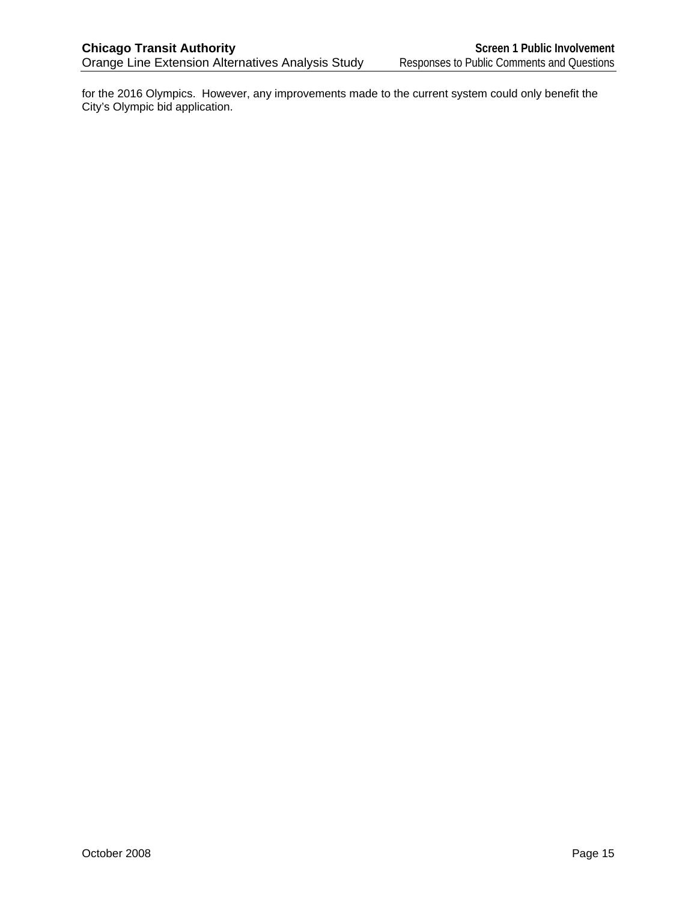for the 2016 Olympics. However, any improvements made to the current system could only benefit the City's Olympic bid application.